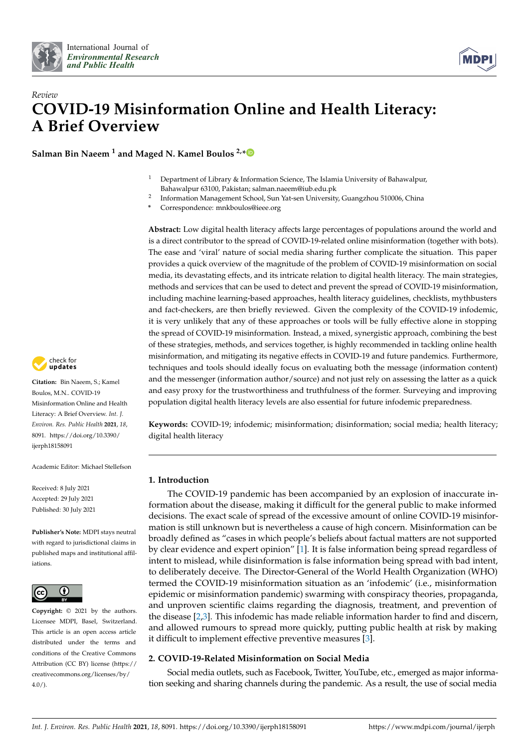Review

# COVID-19 Misinformation Online and Health Literacy: A Brief Overview

**Salman Bin Naeem [1] and Maged N. Kamel Boulos [2,*]**

[1] Department of Library & Information Science, The Islamia University of Bahawalpur, Bahawalpur 63100, Pakistan; salman.naeem@iub.edu.pk
[2] Information Management School, Sun Yat-sen University, Guangzhou 510006, China
\* Correspondence: mnkboulos@ieee.org

**Abstract:** Low digital health literacy affects large percentages of populations around the world and is a direct contributor to the spread of COVID-19-related online misinformation (together with bots). The ease and 'viral' nature of social media sharing further complicate the situation. This paper provides a quick overview of the magnitude of the problem of COVID-19 misinformation on social media, its devastating effects, and its intricate relation to digital health literacy. The main strategies, methods and services that can be used to detect and prevent the spread of COVID-19 misinformation, including machine learning-based approaches, health literacy guidelines, checklists, mythbusters and fact-checkers, are then briefly reviewed. Given the complexity of the COVID-19 infodemic, it is very unlikely that any of these approaches or tools will be fully effective alone in stopping the spread of COVID-19 misinformation. Instead, a mixed, synergistic approach, combining the best of these strategies, methods, and services together, is highly recommended in tackling online health misinformation, and mitigating its negative effects in COVID-19 and future pandemics. Furthermore, techniques and tools should ideally focus on evaluating both the message (information content) and the messenger (information author/source) and not just rely on assessing the latter as a quick and easy proxy for the trustworthiness and truthfulness of the former. Surveying and improving population digital health literacy levels are also essential for future infodemic preparedness.

**Keywords:** COVID-19; infodemic; misinformation; disinformation; social media; health literacy; digital health literacy

**Citation:** Bin Naeem, S.; Kamel Boulos, M.N.. COVID-19 Misinformation Online and Health Literacy: A Brief Overview. *Int. J. Environ. Res. Public Health* **2021**, *18*, 8091. https://doi.org/10.3390/ijerph18158091

Academic Editor: Michael Stellefson

Received: 8 July 2021
Accepted: 29 July 2021
Published: 30 July 2021

**Publisher's Note:** MDPI stays neutral with regard to jurisdictional claims in published maps and institutional affiliations.

**Copyright:** © 2021 by the authors. Licensee MDPI, Basel, Switzerland. This article is an open access article distributed under the terms and conditions of the Creative Commons Attribution (CC BY) license (https://creativecommons.org/licenses/by/4.0/).

## 1. Introduction

The COVID-19 pandemic has been accompanied by an explosion of inaccurate information about the disease, making it difficult for the general public to make informed decisions. The exact scale of spread of the excessive amount of online COVID-19 misinformation is still unknown but is nevertheless a cause of high concern. Misinformation can be broadly defined as "cases in which people's beliefs about factual matters are not supported by clear evidence and expert opinion" [1]. It is false information being spread regardless of intent to mislead, while disinformation is false information being spread with bad intent, to deliberately deceive. The Director-General of the World Health Organization (WHO) termed the COVID-19 misinformation situation as an 'infodemic' (i.e., misinformation epidemic or misinformation pandemic) swarming with conspiracy theories, propaganda, and unproven scientific claims regarding the diagnosis, treatment, and prevention of the disease [2,3]. This infodemic has made reliable information harder to find and discern, and allowed rumours to spread more quickly, putting public health at risk by making it difficult to implement effective preventive measures [3].

## 2. COVID-19-Related Misinformation on Social Media

Social media outlets, such as Facebook, Twitter, YouTube, etc., emerged as major information seeking and sharing channels during the pandemic. As a result, the use of social media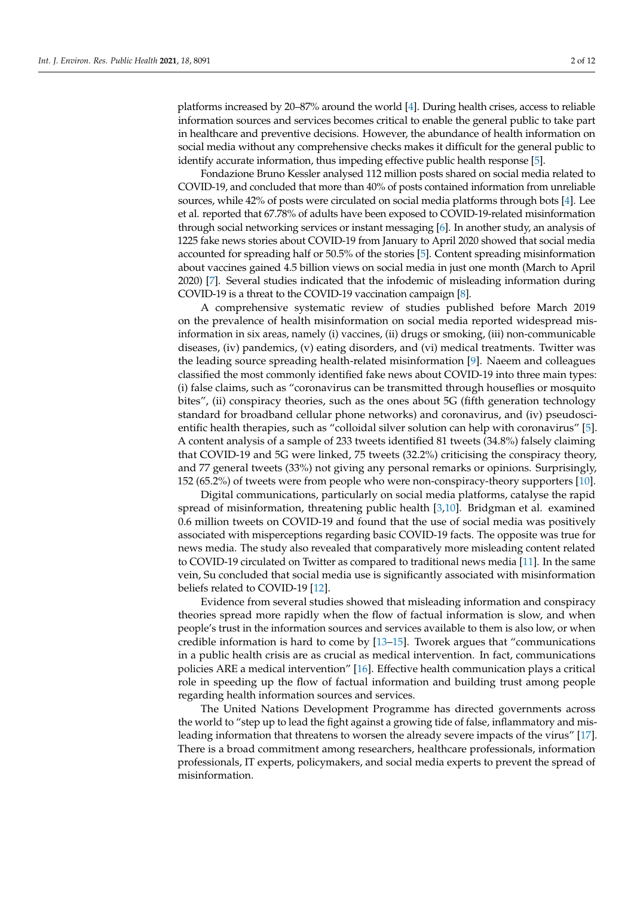platforms increased by 20–87% around the world [4]. During health crises, access to reliable information sources and services becomes critical to enable the general public to take part in healthcare and preventive decisions. However, the abundance of health information on social media without any comprehensive checks makes it difficult for the general public to identify accurate information, thus impeding effective public health response [5].

Fondazione Bruno Kessler analysed 112 million posts shared on social media related to COVID-19, and concluded that more than 40% of posts contained information from unreliable sources, while 42% of posts were circulated on social media platforms through bots [4]. Lee et al. reported that 67.78% of adults have been exposed to COVID-19-related misinformation through social networking services or instant messaging [6]. In another study, an analysis of 1225 fake news stories about COVID-19 from January to April 2020 showed that social media accounted for spreading half or 50.5% of the stories [5]. Content spreading misinformation about vaccines gained 4.5 billion views on social media in just one month (March to April 2020) [7]. Several studies indicated that the infodemic of misleading information during COVID-19 is a threat to the COVID-19 vaccination campaign [8].

A comprehensive systematic review of studies published before March 2019 on the prevalence of health misinformation on social media reported widespread misinformation in six areas, namely (i) vaccines, (ii) drugs or smoking, (iii) non-communicable diseases, (iv) pandemics, (v) eating disorders, and (vi) medical treatments. Twitter was the leading source spreading health-related misinformation [9]. Naeem and colleagues classified the most commonly identified fake news about COVID-19 into three main types: (i) false claims, such as "coronavirus can be transmitted through houseflies or mosquito bites", (ii) conspiracy theories, such as the ones about 5G (fifth generation technology standard for broadband cellular phone networks) and coronavirus, and (iv) pseudoscientific health therapies, such as "colloidal silver solution can help with coronavirus" [5]. A content analysis of a sample of 233 tweets identified 81 tweets (34.8%) falsely claiming that COVID-19 and 5G were linked, 75 tweets (32.2%) criticising the conspiracy theory, and 77 general tweets (33%) not giving any personal remarks or opinions. Surprisingly, 152 (65.2%) of tweets were from people who were non-conspiracy-theory supporters [10].

Digital communications, particularly on social media platforms, catalyse the rapid spread of misinformation, threatening public health [3,10]. Bridgman et al. examined 0.6 million tweets on COVID-19 and found that the use of social media was positively associated with misperceptions regarding basic COVID-19 facts. The opposite was true for news media. The study also revealed that comparatively more misleading content related to COVID-19 circulated on Twitter as compared to traditional news media [11]. In the same vein, Su concluded that social media use is significantly associated with misinformation beliefs related to COVID-19 [12].

Evidence from several studies showed that misleading information and conspiracy theories spread more rapidly when the flow of factual information is slow, and when people's trust in the information sources and services available to them is also low, or when credible information is hard to come by [13–15]. Tworek argues that "communications in a public health crisis are as crucial as medical intervention. In fact, communications policies ARE a medical intervention" [16]. Effective health communication plays a critical role in speeding up the flow of factual information and building trust among people regarding health information sources and services.

The United Nations Development Programme has directed governments across the world to "step up to lead the fight against a growing tide of false, inflammatory and misleading information that threatens to worsen the already severe impacts of the virus" [17]. There is a broad commitment among researchers, healthcare professionals, information professionals, IT experts, policymakers, and social media experts to prevent the spread of misinformation.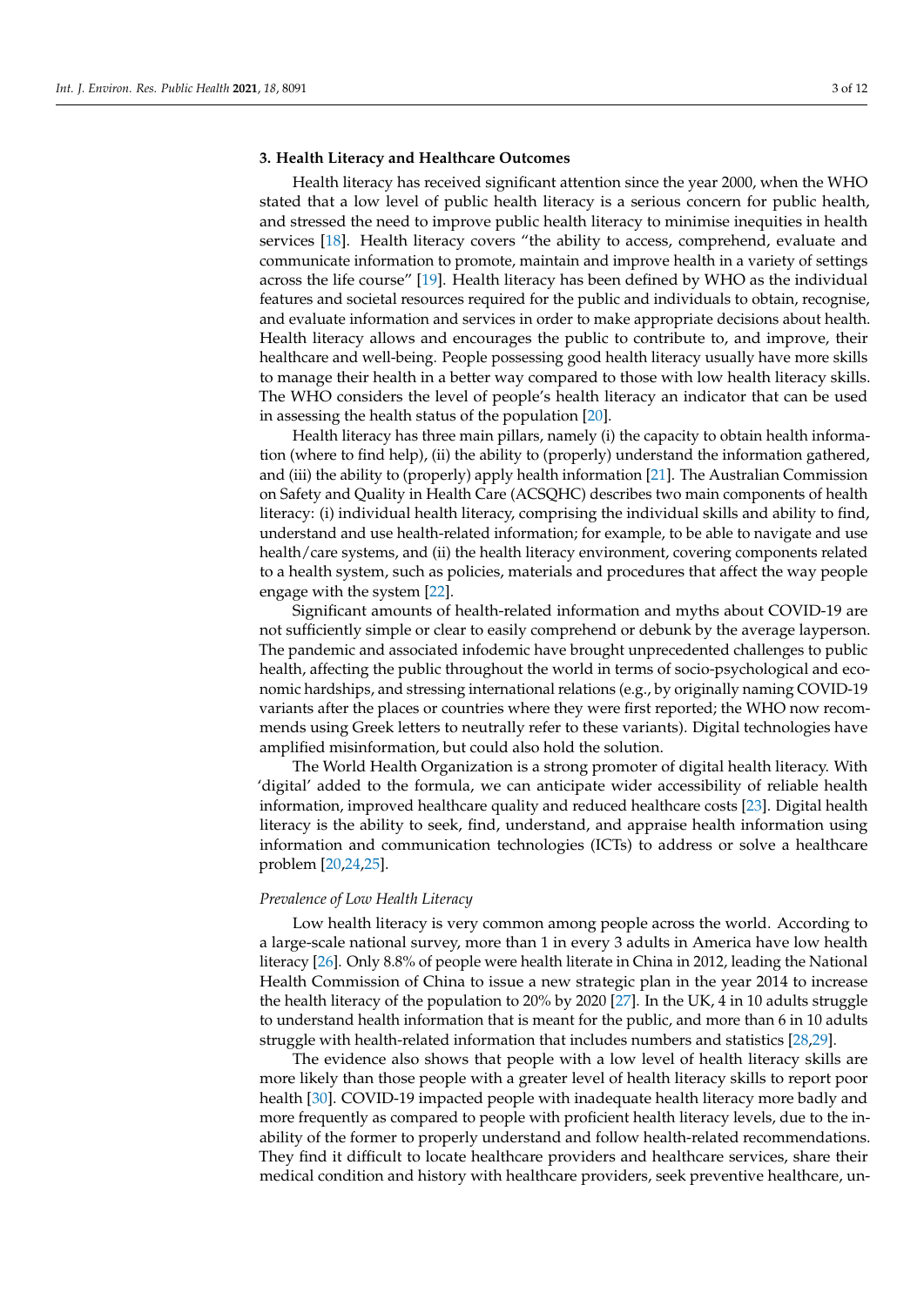## 3. Health Literacy and Healthcare Outcomes

Health literacy has received significant attention since the year 2000, when the WHO stated that a low level of public health literacy is a serious concern for public health, and stressed the need to improve public health literacy to minimise inequities in health services [18]. Health literacy covers "the ability to access, comprehend, evaluate and communicate information to promote, maintain and improve health in a variety of settings across the life course" [19]. Health literacy has been defined by WHO as the individual features and societal resources required for the public and individuals to obtain, recognise, and evaluate information and services in order to make appropriate decisions about health. Health literacy allows and encourages the public to contribute to, and improve, their healthcare and well-being. People possessing good health literacy usually have more skills to manage their health in a better way compared to those with low health literacy skills. The WHO considers the level of people's health literacy an indicator that can be used in assessing the health status of the population [20].

Health literacy has three main pillars, namely (i) the capacity to obtain health information (where to find help), (ii) the ability to (properly) understand the information gathered, and (iii) the ability to (properly) apply health information [21]. The Australian Commission on Safety and Quality in Health Care (ACSQHC) describes two main components of health literacy: (i) individual health literacy, comprising the individual skills and ability to find, understand and use health-related information; for example, to be able to navigate and use health/care systems, and (ii) the health literacy environment, covering components related to a health system, such as policies, materials and procedures that affect the way people engage with the system [22].

Significant amounts of health-related information and myths about COVID-19 are not sufficiently simple or clear to easily comprehend or debunk by the average layperson. The pandemic and associated infodemic have brought unprecedented challenges to public health, affecting the public throughout the world in terms of socio-psychological and economic hardships, and stressing international relations (e.g., by originally naming COVID-19 variants after the places or countries where they were first reported; the WHO now recommends using Greek letters to neutrally refer to these variants). Digital technologies have amplified misinformation, but could also hold the solution.

The World Health Organization is a strong promoter of digital health literacy. With 'digital' added to the formula, we can anticipate wider accessibility of reliable health information, improved healthcare quality and reduced healthcare costs [23]. Digital health literacy is the ability to seek, find, understand, and appraise health information using information and communication technologies (ICTs) to address or solve a healthcare problem [20,24,25].

*Prevalence of Low Health Literacy*

Low health literacy is very common among people across the world. According to a large-scale national survey, more than 1 in every 3 adults in America have low health literacy [26]. Only 8.8% of people were health literate in China in 2012, leading the National Health Commission of China to issue a new strategic plan in the year 2014 to increase the health literacy of the population to 20% by 2020 [27]. In the UK, 4 in 10 adults struggle to understand health information that is meant for the public, and more than 6 in 10 adults struggle with health-related information that includes numbers and statistics [28,29].

The evidence also shows that people with a low level of health literacy skills are more likely than those people with a greater level of health literacy skills to report poor health [30]. COVID-19 impacted people with inadequate health literacy more badly and more frequently as compared to people with proficient health literacy levels, due to the inability of the former to properly understand and follow health-related recommendations. They find it difficult to locate healthcare providers and healthcare services, share their medical condition and history with healthcare providers, seek preventive healthcare, un-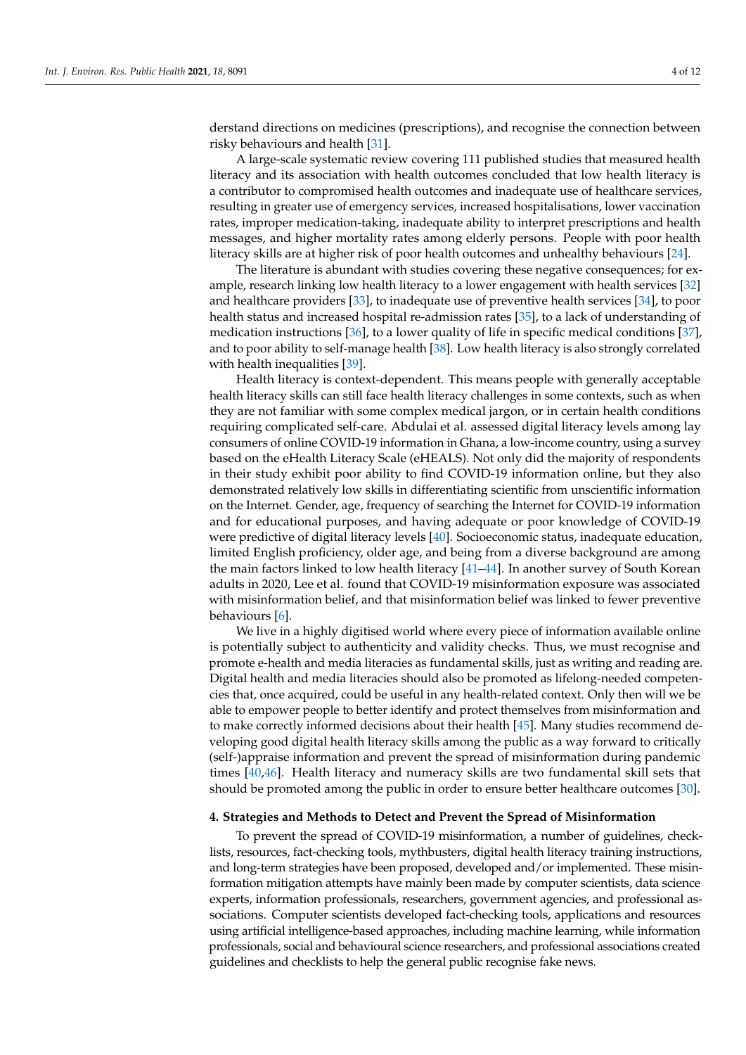derstand directions on medicines (prescriptions), and recognise the connection between risky behaviours and health [31].

A large-scale systematic review covering 111 published studies that measured health literacy and its association with health outcomes concluded that low health literacy is a contributor to compromised health outcomes and inadequate use of healthcare services, resulting in greater use of emergency services, increased hospitalisations, lower vaccination rates, improper medication-taking, inadequate ability to interpret prescriptions and health messages, and higher mortality rates among elderly persons. People with poor health literacy skills are at higher risk of poor health outcomes and unhealthy behaviours [24].

The literature is abundant with studies covering these negative consequences; for example, research linking low health literacy to a lower engagement with health services [32] and healthcare providers [33], to inadequate use of preventive health services [34], to poor health status and increased hospital re-admission rates [35], to a lack of understanding of medication instructions [36], to a lower quality of life in specific medical conditions [37], and to poor ability to self-manage health [38]. Low health literacy is also strongly correlated with health inequalities [39].

Health literacy is context-dependent. This means people with generally acceptable health literacy skills can still face health literacy challenges in some contexts, such as when they are not familiar with some complex medical jargon, or in certain health conditions requiring complicated self-care. Abdulai et al. assessed digital literacy levels among lay consumers of online COVID-19 information in Ghana, a low-income country, using a survey based on the eHealth Literacy Scale (eHEALS). Not only did the majority of respondents in their study exhibit poor ability to find COVID-19 information online, but they also demonstrated relatively low skills in differentiating scientific from unscientific information on the Internet. Gender, age, frequency of searching the Internet for COVID-19 information and for educational purposes, and having adequate or poor knowledge of COVID-19 were predictive of digital literacy levels [40]. Socioeconomic status, inadequate education, limited English proficiency, older age, and being from a diverse background are among the main factors linked to low health literacy [41–44]. In another survey of South Korean adults in 2020, Lee et al. found that COVID-19 misinformation exposure was associated with misinformation belief, and that misinformation belief was linked to fewer preventive behaviours [6].

We live in a highly digitised world where every piece of information available online is potentially subject to authenticity and validity checks. Thus, we must recognise and promote e-health and media literacies as fundamental skills, just as writing and reading are. Digital health and media literacies should also be promoted as lifelong-needed competencies that, once acquired, could be useful in any health-related context. Only then will we be able to empower people to better identify and protect themselves from misinformation and to make correctly informed decisions about their health [45]. Many studies recommend developing good digital health literacy skills among the public as a way forward to critically (self-)appraise information and prevent the spread of misinformation during pandemic times [40,46]. Health literacy and numeracy skills are two fundamental skill sets that should be promoted among the public in order to ensure better healthcare outcomes [30].

## 4. Strategies and Methods to Detect and Prevent the Spread of Misinformation

To prevent the spread of COVID-19 misinformation, a number of guidelines, checklists, resources, fact-checking tools, mythbusters, digital health literacy training instructions, and long-term strategies have been proposed, developed and/or implemented. These misinformation mitigation attempts have mainly been made by computer scientists, data science experts, information professionals, researchers, government agencies, and professional associations. Computer scientists developed fact-checking tools, applications and resources using artificial intelligence-based approaches, including machine learning, while information professionals, social and behavioural science researchers, and professional associations created guidelines and checklists to help the general public recognise fake news.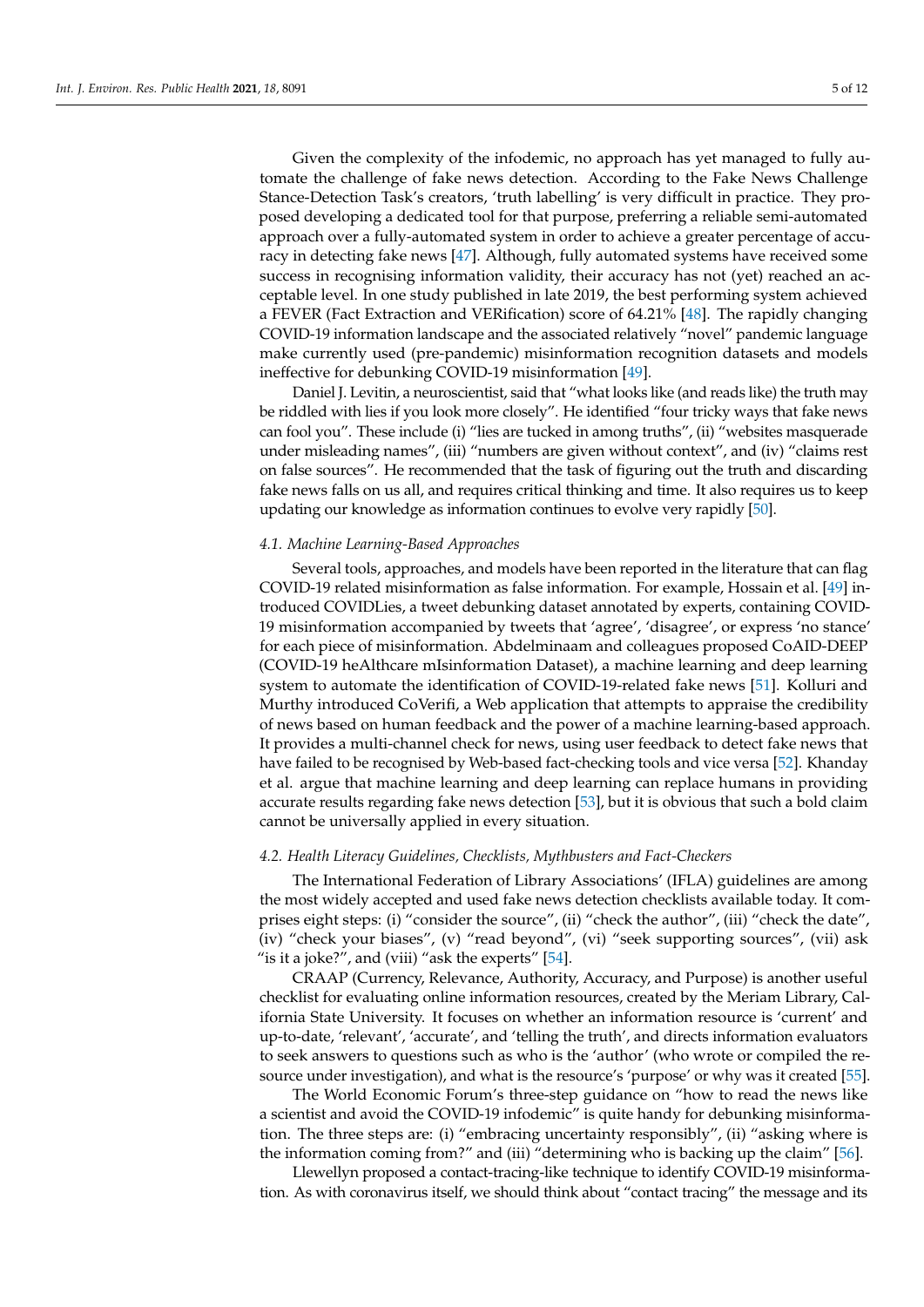Given the complexity of the infodemic, no approach has yet managed to fully automate the challenge of fake news detection. According to the Fake News Challenge Stance-Detection Task's creators, 'truth labelling' is very difficult in practice. They proposed developing a dedicated tool for that purpose, preferring a reliable semi-automated approach over a fully-automated system in order to achieve a greater percentage of accuracy in detecting fake news [47]. Although, fully automated systems have received some success in recognising information validity, their accuracy has not (yet) reached an acceptable level. In one study published in late 2019, the best performing system achieved a FEVER (Fact Extraction and VERification) score of 64.21% [48]. The rapidly changing COVID-19 information landscape and the associated relatively "novel" pandemic language make currently used (pre-pandemic) misinformation recognition datasets and models ineffective for debunking COVID-19 misinformation [49].

Daniel J. Levitin, a neuroscientist, said that "what looks like (and reads like) the truth may be riddled with lies if you look more closely". He identified "four tricky ways that fake news can fool you". These include (i) "lies are tucked in among truths", (ii) "websites masquerade under misleading names", (iii) "numbers are given without context", and (iv) "claims rest on false sources". He recommended that the task of figuring out the truth and discarding fake news falls on us all, and requires critical thinking and time. It also requires us to keep updating our knowledge as information continues to evolve very rapidly [50].

### 4.1. Machine Learning-Based Approaches

Several tools, approaches, and models have been reported in the literature that can flag COVID-19 related misinformation as false information. For example, Hossain et al. [49] introduced COVIDLies, a tweet debunking dataset annotated by experts, containing COVID-19 misinformation accompanied by tweets that 'agree', 'disagree', or express 'no stance' for each piece of misinformation. Abdelminaam and colleagues proposed CoAID-DEEP (COVID-19 heAlthcare mIsinformation Dataset), a machine learning and deep learning system to automate the identification of COVID-19-related fake news [51]. Kolluri and Murthy introduced CoVerifi, a Web application that attempts to appraise the credibility of news based on human feedback and the power of a machine learning-based approach. It provides a multi-channel check for news, using user feedback to detect fake news that have failed to be recognised by Web-based fact-checking tools and vice versa [52]. Khanday et al. argue that machine learning and deep learning can replace humans in providing accurate results regarding fake news detection [53], but it is obvious that such a bold claim cannot be universally applied in every situation.

### 4.2. Health Literacy Guidelines, Checklists, Mythbusters and Fact-Checkers

The International Federation of Library Associations' (IFLA) guidelines are among the most widely accepted and used fake news detection checklists available today. It comprises eight steps: (i) "consider the source", (ii) "check the author", (iii) "check the date", (iv) "check your biases", (v) "read beyond", (vi) "seek supporting sources", (vii) ask "is it a joke?", and (viii) "ask the experts" [54].

CRAAP (Currency, Relevance, Authority, Accuracy, and Purpose) is another useful checklist for evaluating online information resources, created by the Meriam Library, California State University. It focuses on whether an information resource is 'current' and up-to-date, 'relevant', 'accurate', and 'telling the truth', and directs information evaluators to seek answers to questions such as who is the 'author' (who wrote or compiled the resource under investigation), and what is the resource's 'purpose' or why was it created [55].

The World Economic Forum's three-step guidance on "how to read the news like a scientist and avoid the COVID-19 infodemic" is quite handy for debunking misinformation. The three steps are: (i) "embracing uncertainty responsibly", (ii) "asking where is the information coming from?" and (iii) "determining who is backing up the claim" [56].

Llewellyn proposed a contact-tracing-like technique to identify COVID-19 misinformation. As with coronavirus itself, we should think about "contact tracing" the message and its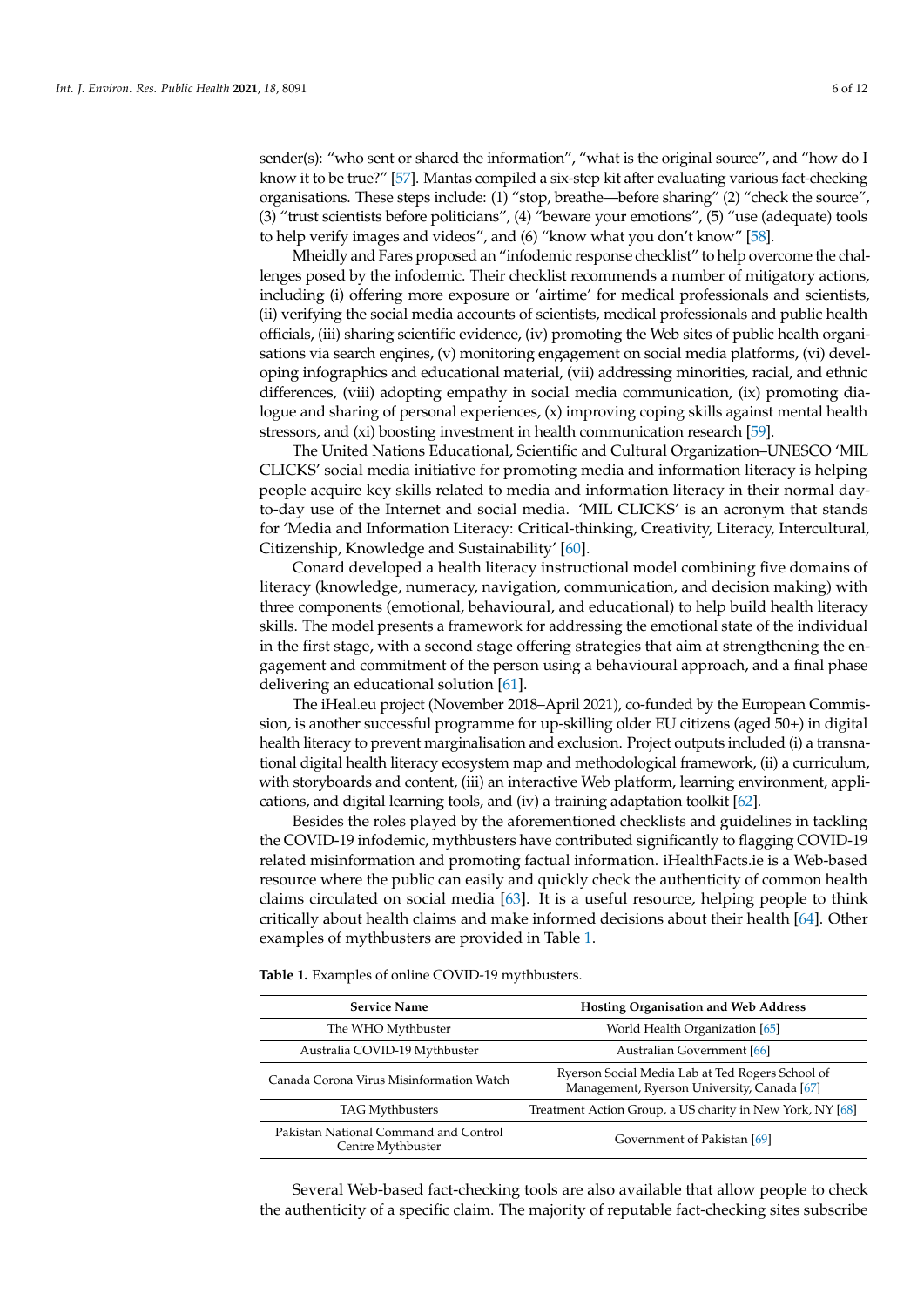sender(s): "who sent or shared the information", "what is the original source", and "how do I know it to be true?" [57]. Mantas compiled a six-step kit after evaluating various fact-checking organisations. These steps include: (1) "stop, breathe—before sharing" (2) "check the source", (3) "trust scientists before politicians", (4) "beware your emotions", (5) "use (adequate) tools to help verify images and videos", and (6) "know what you don't know" [58].

Mheidly and Fares proposed an "infodemic response checklist" to help overcome the challenges posed by the infodemic. Their checklist recommends a number of mitigatory actions, including (i) offering more exposure or 'airtime' for medical professionals and scientists, (ii) verifying the social media accounts of scientists, medical professionals and public health officials, (iii) sharing scientific evidence, (iv) promoting the Web sites of public health organisations via search engines, (v) monitoring engagement on social media platforms, (vi) developing infographics and educational material, (vii) addressing minorities, racial, and ethnic differences, (viii) adopting empathy in social media communication, (ix) promoting dialogue and sharing of personal experiences, (x) improving coping skills against mental health stressors, and (xi) boosting investment in health communication research [59].

The United Nations Educational, Scientific and Cultural Organization–UNESCO 'MIL CLICKS' social media initiative for promoting media and information literacy is helping people acquire key skills related to media and information literacy in their normal day-to-day use of the Internet and social media. 'MIL CLICKS' is an acronym that stands for 'Media and Information Literacy: Critical-thinking, Creativity, Literacy, Intercultural, Citizenship, Knowledge and Sustainability' [60].

Conard developed a health literacy instructional model combining five domains of literacy (knowledge, numeracy, navigation, communication, and decision making) with three components (emotional, behavioural, and educational) to help build health literacy skills. The model presents a framework for addressing the emotional state of the individual in the first stage, with a second stage offering strategies that aim at strengthening the engagement and commitment of the person using a behavioural approach, and a final phase delivering an educational solution [61].

The iHeal.eu project (November 2018–April 2021), co-funded by the European Commission, is another successful programme for up-skilling older EU citizens (aged 50+) in digital health literacy to prevent marginalisation and exclusion. Project outputs included (i) a transnational digital health literacy ecosystem map and methodological framework, (ii) a curriculum, with storyboards and content, (iii) an interactive Web platform, learning environment, applications, and digital learning tools, and (iv) a training adaptation toolkit [62].

Besides the roles played by the aforementioned checklists and guidelines in tackling the COVID-19 infodemic, mythbusters have contributed significantly to flagging COVID-19 related misinformation and promoting factual information. iHealthFacts.ie is a Web-based resource where the public can easily and quickly check the authenticity of common health claims circulated on social media [63]. It is a useful resource, helping people to think critically about health claims and make informed decisions about their health [64]. Other examples of mythbusters are provided in Table 1.

**Table 1.** Examples of online COVID-19 mythbusters.

| Service Name | Hosting Organisation and Web Address |
| --- | --- |
| The WHO Mythbuster | World Health Organization [65] |
| Australia COVID-19 Mythbuster | Australian Government [66] |
| Canada Corona Virus Misinformation Watch | Ryerson Social Media Lab at Ted Rogers School of Management, Ryerson University, Canada [67] |
| TAG Mythbusters | Treatment Action Group, a US charity in New York, NY [68] |
| Pakistan National Command and Control Centre Mythbuster | Government of Pakistan [69] |

Several Web-based fact-checking tools are also available that allow people to check the authenticity of a specific claim. The majority of reputable fact-checking sites subscribe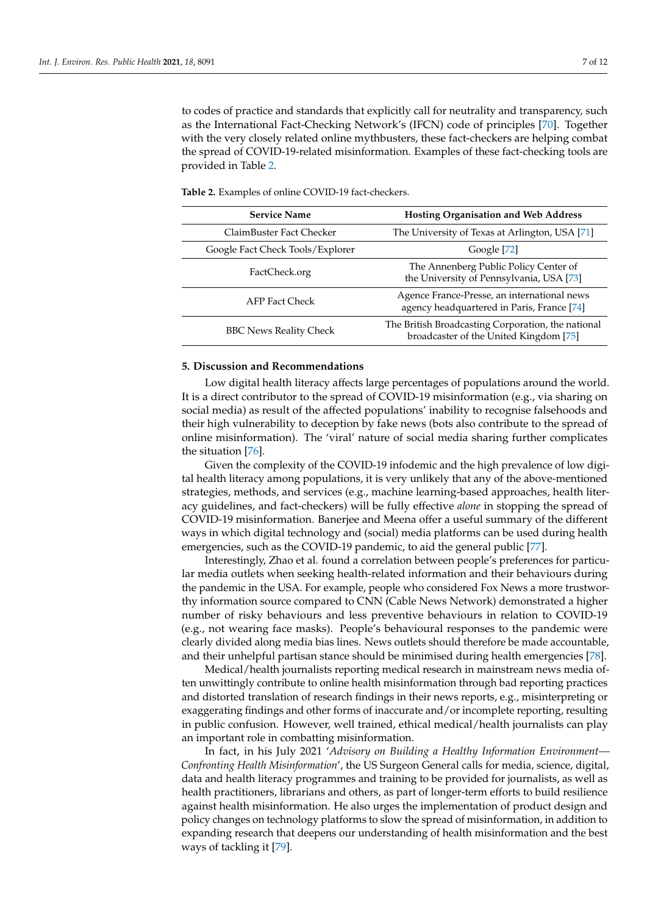to codes of practice and standards that explicitly call for neutrality and transparency, such as the International Fact-Checking Network's (IFCN) code of principles [70]. Together with the very closely related online mythbusters, these fact-checkers are helping combat the spread of COVID-19-related misinformation. Examples of these fact-checking tools are provided in Table 2.

**Table 2.** Examples of online COVID-19 fact-checkers.

| Service Name | Hosting Organisation and Web Address |
| --- | --- |
| ClaimBuster Fact Checker | The University of Texas at Arlington, USA [71] |
| Google Fact Check Tools/Explorer | Google [72] |
| FactCheck.org | The Annenberg Public Policy Center of the University of Pennsylvania, USA [73] |
| AFP Fact Check | Agence France-Presse, an international news agency headquartered in Paris, France [74] |
| BBC News Reality Check | The British Broadcasting Corporation, the national broadcaster of the United Kingdom [75] |

## 5. Discussion and Recommendations

Low digital health literacy affects large percentages of populations around the world. It is a direct contributor to the spread of COVID-19 misinformation (e.g., via sharing on social media) as result of the affected populations' inability to recognise falsehoods and their high vulnerability to deception by fake news (bots also contribute to the spread of online misinformation). The 'viral' nature of social media sharing further complicates the situation [76].

Given the complexity of the COVID-19 infodemic and the high prevalence of low digital health literacy among populations, it is very unlikely that any of the above-mentioned strategies, methods, and services (e.g., machine learning-based approaches, health literacy guidelines, and fact-checkers) will be fully effective *alone* in stopping the spread of COVID-19 misinformation. Banerjee and Meena offer a useful summary of the different ways in which digital technology and (social) media platforms can be used during health emergencies, such as the COVID-19 pandemic, to aid the general public [77].

Interestingly, Zhao et al. found a correlation between people's preferences for particular media outlets when seeking health-related information and their behaviours during the pandemic in the USA. For example, people who considered Fox News a more trustworthy information source compared to CNN (Cable News Network) demonstrated a higher number of risky behaviours and less preventive behaviours in relation to COVID-19 (e.g., not wearing face masks). People's behavioural responses to the pandemic were clearly divided along media bias lines. News outlets should therefore be made accountable, and their unhelpful partisan stance should be minimised during health emergencies [78].

Medical/health journalists reporting medical research in mainstream news media often unwittingly contribute to online health misinformation through bad reporting practices and distorted translation of research findings in their news reports, e.g., misinterpreting or exaggerating findings and other forms of inaccurate and/or incomplete reporting, resulting in public confusion. However, well trained, ethical medical/health journalists can play an important role in combatting misinformation.

In fact, in his July 2021 '*Advisory on Building a Healthy Information Environment—Confronting Health Misinformation*', the US Surgeon General calls for media, science, digital, data and health literacy programmes and training to be provided for journalists, as well as health practitioners, librarians and others, as part of longer-term efforts to build resilience against health misinformation. He also urges the implementation of product design and policy changes on technology platforms to slow the spread of misinformation, in addition to expanding research that deepens our understanding of health misinformation and the best ways of tackling it [79].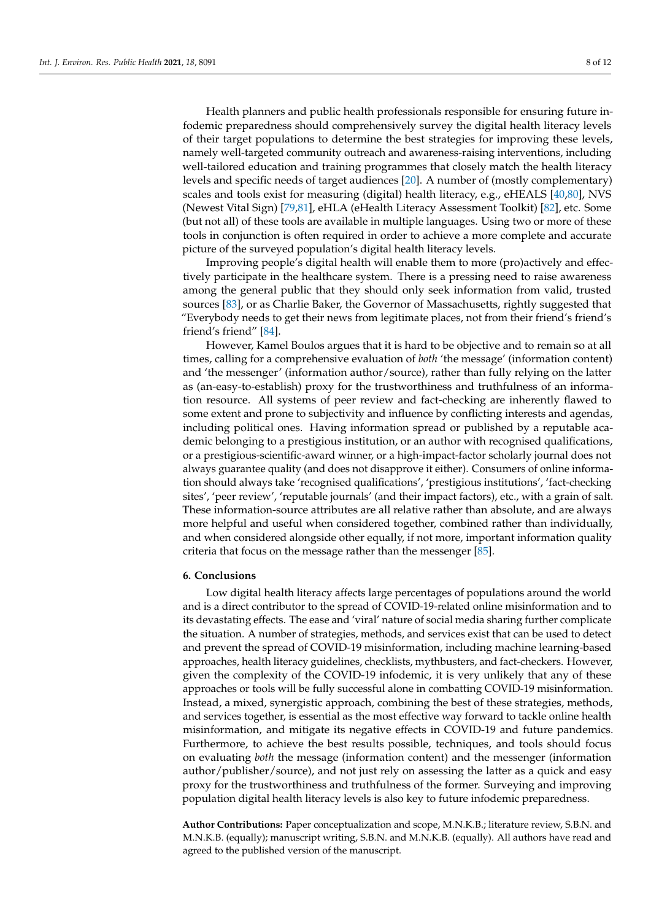Health planners and public health professionals responsible for ensuring future infodemic preparedness should comprehensively survey the digital health literacy levels of their target populations to determine the best strategies for improving these levels, namely well-targeted community outreach and awareness-raising interventions, including well-tailored education and training programmes that closely match the health literacy levels and specific needs of target audiences [20]. A number of (mostly complementary) scales and tools exist for measuring (digital) health literacy, e.g., eHEALS [40,80], NVS (Newest Vital Sign) [79,81], eHLA (eHealth Literacy Assessment Toolkit) [82], etc. Some (but not all) of these tools are available in multiple languages. Using two or more of these tools in conjunction is often required in order to achieve a more complete and accurate picture of the surveyed population's digital health literacy levels.

Improving people's digital health will enable them to more (pro)actively and effectively participate in the healthcare system. There is a pressing need to raise awareness among the general public that they should only seek information from valid, trusted sources [83], or as Charlie Baker, the Governor of Massachusetts, rightly suggested that "Everybody needs to get their news from legitimate places, not from their friend's friend's friend's friend" [84].

However, Kamel Boulos argues that it is hard to be objective and to remain so at all times, calling for a comprehensive evaluation of *both* 'the message' (information content) and 'the messenger' (information author/source), rather than fully relying on the latter as (an-easy-to-establish) proxy for the trustworthiness and truthfulness of an information resource. All systems of peer review and fact-checking are inherently flawed to some extent and prone to subjectivity and influence by conflicting interests and agendas, including political ones. Having information spread or published by a reputable academic belonging to a prestigious institution, or an author with recognised qualifications, or a prestigious-scientific-award winner, or a high-impact-factor scholarly journal does not always guarantee quality (and does not disapprove it either). Consumers of online information should always take 'recognised qualifications', 'prestigious institutions', 'fact-checking sites', 'peer review', 'reputable journals' (and their impact factors), etc., with a grain of salt. These information-source attributes are all relative rather than absolute, and are always more helpful and useful when considered together, combined rather than individually, and when considered alongside other equally, if not more, important information quality criteria that focus on the message rather than the messenger [85].

## 6. Conclusions

Low digital health literacy affects large percentages of populations around the world and is a direct contributor to the spread of COVID-19-related online misinformation and to its devastating effects. The ease and 'viral' nature of social media sharing further complicate the situation. A number of strategies, methods, and services exist that can be used to detect and prevent the spread of COVID-19 misinformation, including machine learning-based approaches, health literacy guidelines, checklists, mythbusters, and fact-checkers. However, given the complexity of the COVID-19 infodemic, it is very unlikely that any of these approaches or tools will be fully successful alone in combatting COVID-19 misinformation. Instead, a mixed, synergistic approach, combining the best of these strategies, methods, and services together, is essential as the most effective way forward to tackle online health misinformation, and mitigate its negative effects in COVID-19 and future pandemics. Furthermore, to achieve the best results possible, techniques, and tools should focus on evaluating *both* the message (information content) and the messenger (information author/publisher/source), and not just rely on assessing the latter as a quick and easy proxy for the trustworthiness and truthfulness of the former. Surveying and improving population digital health literacy levels is also key to future infodemic preparedness.

**Author Contributions:** Paper conceptualization and scope, M.N.K.B.; literature review, S.B.N. and M.N.K.B. (equally); manuscript writing, S.B.N. and M.N.K.B. (equally). All authors have read and agreed to the published version of the manuscript.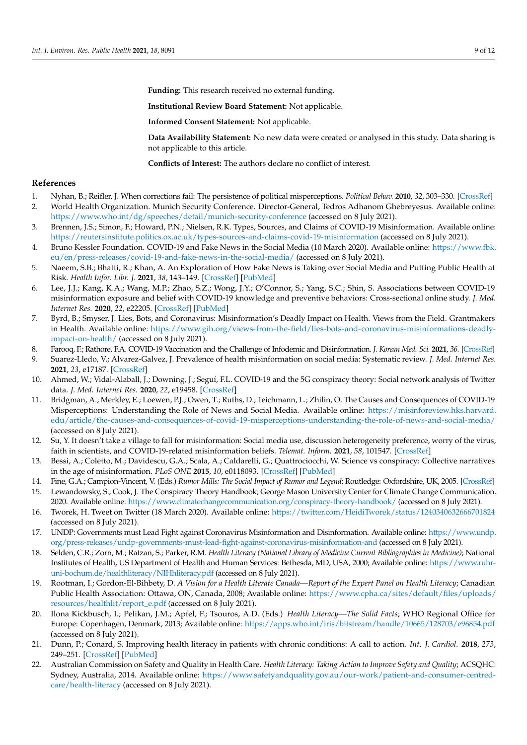**Funding:** This research received no external funding.

**Institutional Review Board Statement:** Not applicable.

**Informed Consent Statement:** Not applicable.

**Data Availability Statement:** No new data were created or analysed in this study. Data sharing is not applicable to this article.

**Conflicts of Interest:** The authors declare no conflict of interest.

## References

1. Nyhan, B.; Reifler, J. When corrections fail: The persistence of political misperceptions. *Political Behav.* **2010**, *32*, 303–330. [CrossRef]
2. World Health Organization. Munich Security Conference. Director-General, Tedros Adhanom Ghebreyesus. Available online: https://www.who.int/dg/speeches/detail/munich-security-conference (accessed on 8 July 2021).
3. Brennen, J.S.; Simon, F.; Howard, P.N.; Nielsen, R.K. Types, Sources, and Claims of COVID-19 Misinformation. Available online: https://reutersinstitute.politics.ox.ac.uk/types-sources-and-claims-covid-19-misinformation (accessed on 8 July 2021).
4. Bruno Kessler Foundation. COVID-19 and Fake News in the Social Media (10 March 2020). Available online: https://www.fbk.eu/en/press-releases/covid-19-and-fake-news-in-the-social-media/ (accessed on 8 July 2021).
5. Naeem, S.B.; Bhatti, R.; Khan, A. An Exploration of How Fake News is Taking over Social Media and Putting Public Health at Risk. *Health Infor. Libr. J.* **2021**, *38*, 143–149. [CrossRef] [PubMed]
6. Lee, J.J.; Kang, K.A.; Wang, M.P.; Zhao, S.Z.; Wong, J.Y.; O'Connor, S.; Yang, S.C.; Shin, S. Associations between COVID-19 misinformation exposure and belief with COVID-19 knowledge and preventive behaviors: Cross-sectional online study. *J. Med. Internet Res.* **2020**, *22*, e22205. [CrossRef] [PubMed]
7. Byrd, B.; Smyser, J. Lies, Bots, and Coronavirus: Misinformation's Deadly Impact on Health. Views from the Field. Grantmakers in Health. Available online: https://www.gih.org/views-from-the-field/lies-bots-and-coronavirus-misinformations-deadly-impact-on-health/ (accessed on 8 July 2021).
8. Farooq, F.; Rathore, F.A. COVID-19 Vaccination and the Challenge of Infodemic and Disinformation. *J. Korean Med. Sci.* **2021**, *36*. [CrossRef]
9. Suarez-Lledo, V.; Alvarez-Galvez, J. Prevalence of health misinformation on social media: Systematic review. *J. Med. Internet Res.* **2021**, *23*, e17187. [CrossRef]
10. Ahmed, W.; Vidal-Alaball, J.; Downing, J.; Seguí, F.L. COVID-19 and the 5G conspiracy theory: Social network analysis of Twitter data. *J. Med. Internet Res.* **2020**, *22*, e19458. [CrossRef]
11. Bridgman, A.; Merkley, E.; Loewen, P.J.; Owen, T.; Ruths, D.; Teichmann, L.; Zhilin, O. The Causes and Consequences of COVID-19 Misperceptions: Understanding the Role of News and Social Media. Available online: https://misinforeview.hks.harvard.edu/article/the-causes-and-consequences-of-covid-19-misperceptions-understanding-the-role-of-news-and-social-media/ (accessed on 8 July 2021).
12. Su, Y. It doesn't take a village to fall for misinformation: Social media use, discussion heterogeneity preference, worry of the virus, faith in scientists, and COVID-19-related misinformation beliefs. *Telemat. Inform.* **2021**, *58*, 101547. [CrossRef]
13. Bessi, A.; Coletto, M.; Davidescu, G.A.; Scala, A.; Caldarelli, G.; Quattrociocchi, W. Science vs conspiracy: Collective narratives in the age of misinformation. *PLoS ONE* **2015**, *10*, e0118093. [CrossRef] [PubMed]
14. Fine, G.A.; Campion-Vincent, V. (Eds.) *Rumor Mills: The Social Impact of Rumor and Legend*; Routledge: Oxfordshire, UK, 2005. [CrossRef]
15. Lewandowsky, S.; Cook, J. The Conspiracy Theory Handbook; George Mason University Center for Climate Change Communication. 2020. Available online: https://www.climatechangecommunication.org/conspiracy-theory-handbook/ (accessed on 8 July 2021).
16. Tworek, H. Tweet on Twitter (18 March 2020). Available online: https://twitter.com/HeidiTworek/status/1240340632666701824 (accessed on 8 July 2021).
17. UNDP: Governments must Lead Fight against Coronavirus Misinformation and Disinformation. Available online: https://www.undp.org/press-releases/undp-governments-must-lead-fight-against-coronavirus-misinformation-and (accessed on 8 July 2021).
18. Selden, C.R.; Zorn, M.; Ratzan, S.; Parker, R.M. *Health Literacy (National Library of Medicine Current Bibliographies in Medicine)*; National Institutes of Health, US Department of Health and Human Services: Bethesda, MD, USA, 2000; Available online: https://www.ruhr-uni-bochum.de/healthliteracy/NIHhliteracy.pdf (accessed on 8 July 2021).
19. Rootman, I.; Gordon-El-Bihbety, D. *A Vision for a Health Literate Canada—Report of the Expert Panel on Health Literacy*; Canadian Public Health Association: Ottawa, ON, Canada, 2008; Available online: https://www.cpha.ca/sites/default/files/uploads/resources/healthlit/report_e.pdf (accessed on 8 July 2021).
20. Ilona Kickbusch, I.; Pelikan, J.M.; Apfel, F.; Tsouros, A.D. (Eds.) *Health Literacy—The Solid Facts*; WHO Regional Office for Europe: Copenhagen, Denmark, 2013; Available online: https://apps.who.int/iris/bitstream/handle/10665/128703/e96854.pdf (accessed on 8 July 2021).
21. Dunn, P.; Conard, S. Improving health literacy in patients with chronic conditions: A call to action. *Int. J. Cardiol.* **2018**, *273*, 249–251. [CrossRef] [PubMed]
22. Australian Commission on Safety and Quality in Health Care. *Health Literacy: Taking Action to Improve Safety and Quality*; ACSQHC: Sydney, Australia, 2014. Available online: https://www.safetyandquality.gov.au/our-work/patient-and-consumer-centred-care/health-literacy (accessed on 8 July 2021).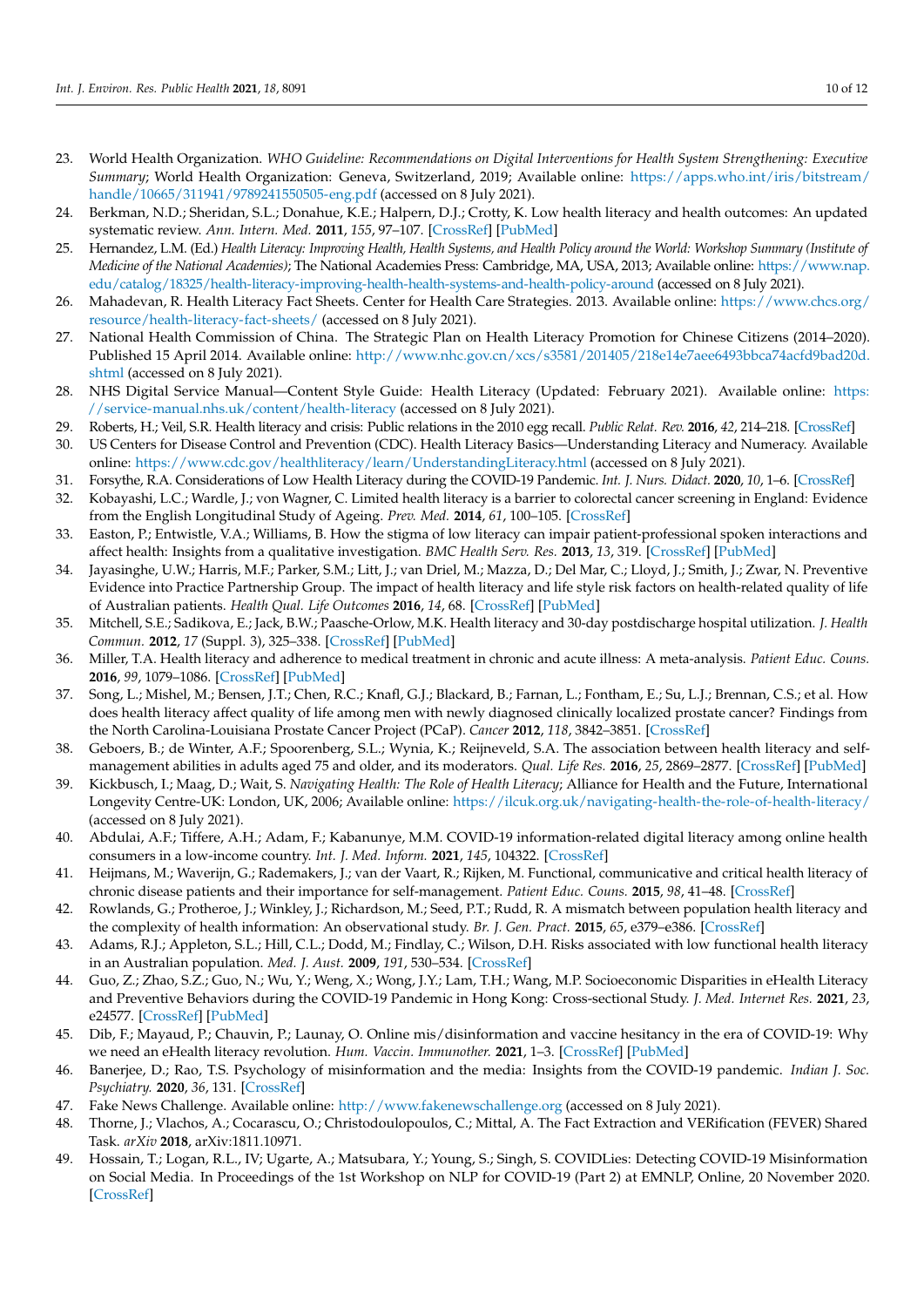23. World Health Organization. *WHO Guideline: Recommendations on Digital Interventions for Health System Strengthening: Executive Summary*; World Health Organization: Geneva, Switzerland, 2019; Available online: https://apps.who.int/iris/bitstream/handle/10665/311941/9789241550505-eng.pdf (accessed on 8 July 2021).
24. Berkman, N.D.; Sheridan, S.L.; Donahue, K.E.; Halpern, D.J.; Crotty, K. Low health literacy and health outcomes: An updated systematic review. *Ann. Intern. Med.* **2011**, *155*, 97–107. [CrossRef] [PubMed]
25. Hernandez, L.M. (Ed.) *Health Literacy: Improving Health, Health Systems, and Health Policy around the World: Workshop Summary (Institute of Medicine of the National Academies)*; The National Academies Press: Cambridge, MA, USA, 2013; Available online: https://www.nap.edu/catalog/18325/health-literacy-improving-health-health-systems-and-health-policy-around (accessed on 8 July 2021).
26. Mahadevan, R. Health Literacy Fact Sheets. Center for Health Care Strategies. 2013. Available online: https://www.chcs.org/resource/health-literacy-fact-sheets/ (accessed on 8 July 2021).
27. National Health Commission of China. The Strategic Plan on Health Literacy Promotion for Chinese Citizens (2014–2020). Published 15 April 2014. Available online: http://www.nhc.gov.cn/xcs/s3581/201405/218e14e7aee6493bbca74acfd9bad20d.shtml (accessed on 8 July 2021).
28. NHS Digital Service Manual—Content Style Guide: Health Literacy (Updated: February 2021). Available online: https://service-manual.nhs.uk/content/health-literacy (accessed on 8 July 2021).
29. Roberts, H.; Veil, S.R. Health literacy and crisis: Public relations in the 2010 egg recall. *Public Relat. Rev.* **2016**, *42*, 214–218. [CrossRef]
30. US Centers for Disease Control and Prevention (CDC). Health Literacy Basics—Understanding Literacy and Numeracy. Available online: https://www.cdc.gov/healthliteracy/learn/UnderstandingLiteracy.html (accessed on 8 July 2021).
31. Forsythe, R.A. Considerations of Low Health Literacy during the COVID-19 Pandemic. *Int. J. Nurs. Didact.* **2020**, *10*, 1–6. [CrossRef]
32. Kobayashi, L.C.; Wardle, J.; von Wagner, C. Limited health literacy is a barrier to colorectal cancer screening in England: Evidence from the English Longitudinal Study of Ageing. *Prev. Med.* **2014**, *61*, 100–105. [CrossRef]
33. Easton, P.; Entwistle, V.A.; Williams, B. How the stigma of low literacy can impair patient-professional spoken interactions and affect health: Insights from a qualitative investigation. *BMC Health Serv. Res.* **2013**, *13*, 319. [CrossRef] [PubMed]
34. Jayasinghe, U.W.; Harris, M.F.; Parker, S.M.; Litt, J.; van Driel, M.; Mazza, D.; Del Mar, C.; Lloyd, J.; Smith, J.; Zwar, N. Preventive Evidence into Practice Partnership Group. The impact of health literacy and life style risk factors on health-related quality of life of Australian patients. *Health Qual. Life Outcomes* **2016**, *14*, 68. [CrossRef] [PubMed]
35. Mitchell, S.E.; Sadikova, E.; Jack, B.W.; Paasche-Orlow, M.K. Health literacy and 30-day postdischarge hospital utilization. *J. Health Commun.* **2012**, *17* (Suppl. 3), 325–338. [CrossRef] [PubMed]
36. Miller, T.A. Health literacy and adherence to medical treatment in chronic and acute illness: A meta-analysis. *Patient Educ. Couns.* **2016**, *99*, 1079–1086. [CrossRef] [PubMed]
37. Song, L.; Mishel, M.; Bensen, J.T.; Chen, R.C.; Knafl, G.J.; Blackard, B.; Farnan, L.; Fontham, E.; Su, L.J.; Brennan, C.S.; et al. How does health literacy affect quality of life among men with newly diagnosed clinically localized prostate cancer? Findings from the North Carolina-Louisiana Prostate Cancer Project (PCaP). *Cancer* **2012**, *118*, 3842–3851. [CrossRef]
38. Geboers, B.; de Winter, A.F.; Spoorenberg, S.L.; Wynia, K.; Reijneveld, S.A. The association between health literacy and self-management abilities in adults aged 75 and older, and its moderators. *Qual. Life Res.* **2016**, *25*, 2869–2877. [CrossRef] [PubMed]
39. Kickbusch, I.; Maag, D.; Wait, S. *Navigating Health: The Role of Health Literacy*; Alliance for Health and the Future, International Longevity Centre-UK: London, UK, 2006; Available online: https://ilcuk.org.uk/navigating-health-the-role-of-health-literacy/ (accessed on 8 July 2021).
40. Abdulai, A.F.; Tiffere, A.H.; Adam, F.; Kabanunye, M.M. COVID-19 information-related digital literacy among online health consumers in a low-income country. *Int. J. Med. Inform.* **2021**, *145*, 104322. [CrossRef]
41. Heijmans, M.; Waverijn, G.; Rademakers, J.; van der Vaart, R.; Rijken, M. Functional, communicative and critical health literacy of chronic disease patients and their importance for self-management. *Patient Educ. Couns.* **2015**, *98*, 41–48. [CrossRef]
42. Rowlands, G.; Protheroe, J.; Winkley, J.; Richardson, M.; Seed, P.T.; Rudd, R. A mismatch between population health literacy and the complexity of health information: An observational study. *Br. J. Gen. Pract.* **2015**, *65*, e379–e386. [CrossRef]
43. Adams, R.J.; Appleton, S.L.; Hill, C.L.; Dodd, M.; Findlay, C.; Wilson, D.H. Risks associated with low functional health literacy in an Australian population. *Med. J. Aust.* **2009**, *191*, 530–534. [CrossRef]
44. Guo, Z.; Zhao, S.Z.; Guo, N.; Wu, Y.; Weng, X.; Wong, J.Y.; Lam, T.H.; Wang, M.P. Socioeconomic Disparities in eHealth Literacy and Preventive Behaviors during the COVID-19 Pandemic in Hong Kong: Cross-sectional Study. *J. Med. Internet Res.* **2021**, *23*, e24577. [CrossRef] [PubMed]
45. Dib, F.; Mayaud, P.; Chauvin, P.; Launay, O. Online mis/disinformation and vaccine hesitancy in the era of COVID-19: Why we need an eHealth literacy revolution. *Hum. Vaccin. Immunother.* **2021**, 1–3. [CrossRef] [PubMed]
46. Banerjee, D.; Rao, T.S. Psychology of misinformation and the media: Insights from the COVID-19 pandemic. *Indian J. Soc. Psychiatry.* **2020**, *36*, 131. [CrossRef]
47. Fake News Challenge. Available online: http://www.fakenewschallenge.org (accessed on 8 July 2021).
48. Thorne, J.; Vlachos, A.; Cocarascu, O.; Christodoulopoulos, C.; Mittal, A. The Fact Extraction and VERification (FEVER) Shared Task. *arXiv* **2018**, arXiv:1811.10971.
49. Hossain, T.; Logan, R.L., IV; Ugarte, A.; Matsubara, Y.; Young, S.; Singh, S. COVIDLies: Detecting COVID-19 Misinformation on Social Media. In Proceedings of the 1st Workshop on NLP for COVID-19 (Part 2) at EMNLP, Online, 20 November 2020. [CrossRef]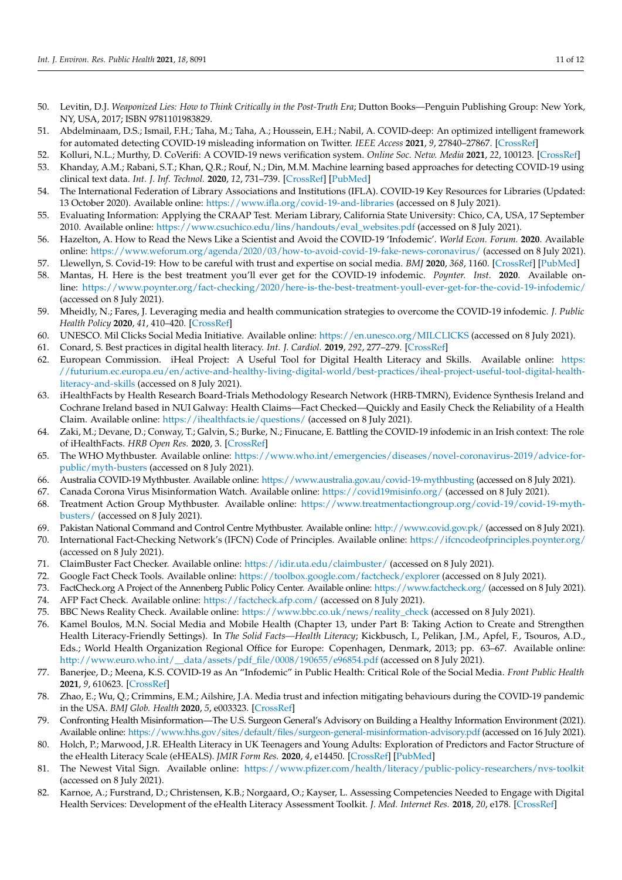50. Levitin, D.J. *Weaponized Lies: How to Think Critically in the Post-Truth Era*; Dutton Books—Penguin Publishing Group: New York, NY, USA, 2017; ISBN 9781101983829.
51. Abdelminaam, D.S.; Ismail, F.H.; Taha, M.; Taha, A.; Houssein, E.H.; Nabil, A. COVID-deep: An optimized intelligent framework for automated detecting COVID-19 misleading information on Twitter. *IEEE Access* **2021**, *9*, 27840–27867. [CrossRef]
52. Kolluri, N.L.; Murthy, D. CoVerifi: A COVID-19 news verification system. *Online Soc. Netw. Media* **2021**, *22*, 100123. [CrossRef]
53. Khanday, A.M.; Rabani, S.T.; Khan, Q.R.; Rouf, N.; Din, M.M. Machine learning based approaches for detecting COVID-19 using clinical text data. *Int. J. Inf. Technol.* **2020**, *12*, 731–739. [CrossRef] [PubMed]
54. The International Federation of Library Associations and Institutions (IFLA). COVID-19 Key Resources for Libraries (Updated: 13 October 2020). Available online: https://www.ifla.org/covid-19-and-libraries (accessed on 8 July 2021).
55. Evaluating Information: Applying the CRAAP Test. Meriam Library, California State University: Chico, CA, USA, 17 September 2010. Available online: https://www.csuchico.edu/lins/handouts/eval_websites.pdf (accessed on 8 July 2021).
56. Hazelton, A. How to Read the News Like a Scientist and Avoid the COVID-19 'Infodemic'. *World Econ. Forum.* **2020**. Available online: https://www.weforum.org/agenda/2020/03/how-to-avoid-covid-19-fake-news-coronavirus/ (accessed on 8 July 2021).
57. Llewellyn, S. Covid-19: How to be careful with trust and expertise on social media. *BMJ* **2020**, *368*, 1160. [CrossRef] [PubMed]
58. Mantas, H. Here is the best treatment you'll ever get for the COVID-19 infodemic. *Poynter. Inst.* **2020**. Available online: https://www.poynter.org/fact-checking/2020/here-is-the-best-treatment-youll-ever-get-for-the-covid-19-infodemic/ (accessed on 8 July 2021).
59. Mheidly, N.; Fares, J. Leveraging media and health communication strategies to overcome the COVID-19 infodemic. *J. Public Health Policy* **2020**, *41*, 410–420. [CrossRef]
60. UNESCO. Mil Clicks Social Media Initiative. Available online: https://en.unesco.org/MILCLICKS (accessed on 8 July 2021).
61. Conard, S. Best practices in digital health literacy. *Int. J. Cardiol.* **2019**, *292*, 277–279. [CrossRef]
62. European Commission. iHeal Project: A Useful Tool for Digital Health Literacy and Skills. Available online: https://futurium.ec.europa.eu/en/active-and-healthy-living-digital-world/best-practices/iheal-project-useful-tool-digital-health-literacy-and-skills (accessed on 8 July 2021).
63. iHealthFacts by Health Research Board-Trials Methodology Research Network (HRB-TMRN), Evidence Synthesis Ireland and Cochrane Ireland based in NUI Galway: Health Claims—Fact Checked—Quickly and Easily Check the Reliability of a Health Claim. Available online: https://ihealthfacts.ie/questions/ (accessed on 8 July 2021).
64. Zaki, M.; Devane, D.; Conway, T.; Galvin, S.; Burke, N.; Finucane, E. Battling the COVID-19 infodemic in an Irish context: The role of iHealthFacts. *HRB Open Res.* **2020**, 3. [CrossRef]
65. The WHO Mythbuster. Available online: https://www.who.int/emergencies/diseases/novel-coronavirus-2019/advice-for-public/myth-busters (accessed on 8 July 2021).
66. Australia COVID-19 Mythbuster. Available online: https://www.australia.gov.au/covid-19-mythbusting (accessed on 8 July 2021).
67. Canada Corona Virus Misinformation Watch. Available online: https://covid19misinfo.org/ (accessed on 8 July 2021).
68. Treatment Action Group Mythbuster. Available online: https://www.treatmentactiongroup.org/covid-19/covid-19-myth-busters/ (accessed on 8 July 2021).
69. Pakistan National Command and Control Centre Mythbuster. Available online: http://www.covid.gov.pk/ (accessed on 8 July 2021).
70. International Fact-Checking Network's (IFCN) Code of Principles. Available online: https://ifcncodeofprinciples.poynter.org/ (accessed on 8 July 2021).
71. ClaimBuster Fact Checker. Available online: https://idir.uta.edu/claimbuster/ (accessed on 8 July 2021).
72. Google Fact Check Tools. Available online: https://toolbox.google.com/factcheck/explorer (accessed on 8 July 2021).
73. FactCheck.org A Project of the Annenberg Public Policy Center. Available online: https://www.factcheck.org/ (accessed on 8 July 2021).
74. AFP Fact Check. Available online: https://factcheck.afp.com/ (accessed on 8 July 2021).
75. BBC News Reality Check. Available online: https://www.bbc.co.uk/news/reality_check (accessed on 8 July 2021).
76. Kamel Boulos, M.N. Social Media and Mobile Health (Chapter 13, under Part B: Taking Action to Create and Strengthen Health Literacy-Friendly Settings). In *The Solid Facts—Health Literacy*; Kickbusch, I., Pelikan, J.M., Apfel, F., Tsouros, A.D., Eds.; World Health Organization Regional Office for Europe: Copenhagen, Denmark, 2013; pp. 63–67. Available online: http://www.euro.who.int/__data/assets/pdf_file/0008/190655/e96854.pdf (accessed on 8 July 2021).
77. Banerjee, D.; Meena, K.S. COVID-19 as An "Infodemic" in Public Health: Critical Role of the Social Media. *Front Public Health* **2021**, *9*, 610623. [CrossRef]
78. Zhao, E.; Wu, Q.; Crimmins, E.M.; Ailshire, J.A. Media trust and infection mitigating behaviours during the COVID-19 pandemic in the USA. *BMJ Glob. Health* **2020**, *5*, e003323. [CrossRef]
79. Confronting Health Misinformation—The U.S. Surgeon General's Advisory on Building a Healthy Information Environment (2021). Available online: https://www.hhs.gov/sites/default/files/surgeon-general-misinformation-advisory.pdf (accessed on 16 July 2021).
80. Holch, P.; Marwood, J.R. EHealth Literacy in UK Teenagers and Young Adults: Exploration of Predictors and Factor Structure of the eHealth Literacy Scale (eHEALS). *JMIR Form Res.* **2020**, *4*, e14450. [CrossRef] [PubMed]
81. The Newest Vital Sign. Available online: https://www.pfizer.com/health/literacy/public-policy-researchers/nvs-toolkit (accessed on 8 July 2021).
82. Karnoe, A.; Furstrand, D.; Christensen, K.B.; Norgaard, O.; Kayser, L. Assessing Competencies Needed to Engage with Digital Health Services: Development of the eHealth Literacy Assessment Toolkit. *J. Med. Internet Res.* **2018**, *20*, e178. [CrossRef]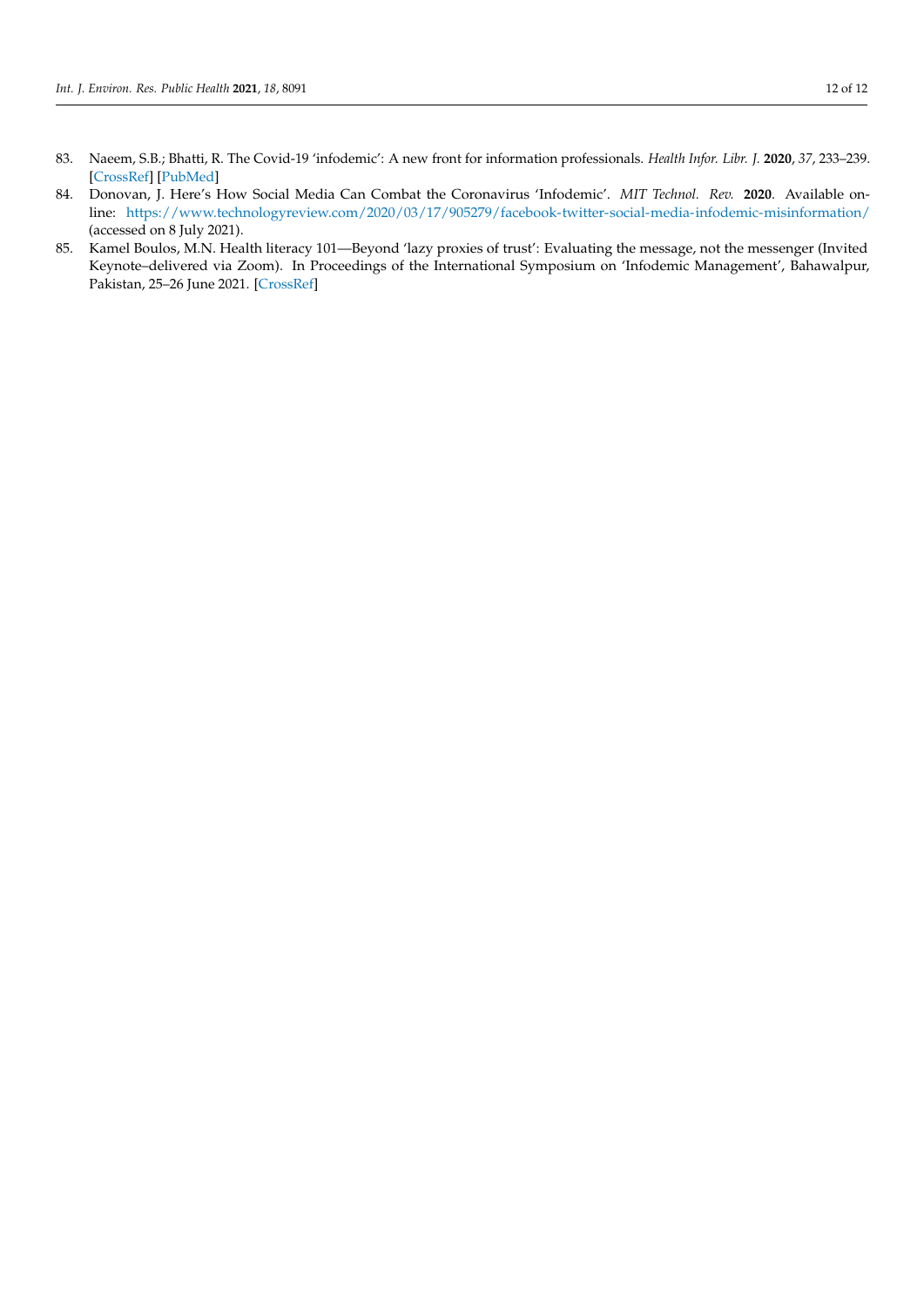83. Naeem, S.B.; Bhatti, R. The Covid-19 'infodemic': A new front for information professionals. *Health Infor. Libr. J.* **2020**, *37*, 233–239. [CrossRef] [PubMed]
84. Donovan, J. Here's How Social Media Can Combat the Coronavirus 'Infodemic'. *MIT Technol. Rev.* **2020**. Available online: https://www.technologyreview.com/2020/03/17/905279/facebook-twitter-social-media-infodemic-misinformation/ (accessed on 8 July 2021).
85. Kamel Boulos, M.N. Health literacy 101—Beyond 'lazy proxies of trust': Evaluating the message, not the messenger (Invited Keynote–delivered via Zoom). In Proceedings of the International Symposium on 'Infodemic Management', Bahawalpur, Pakistan, 25–26 June 2021. [CrossRef]